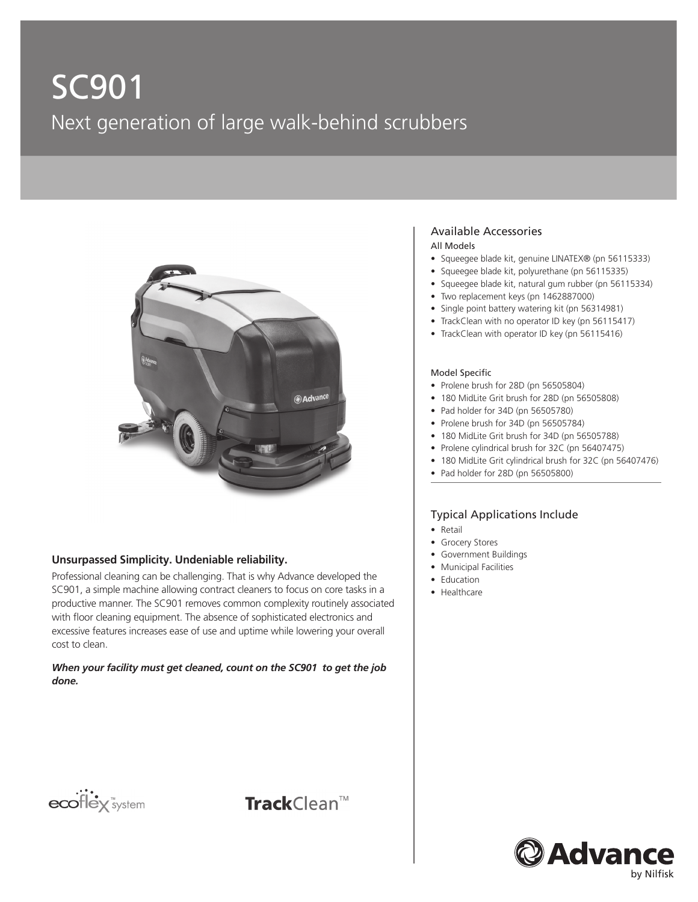# SC901

## Next generation of large walk-behind scrubbers

### Unsurpassed Simplicity. Undeniable reliability.

Professional cleaning can be challenging. That is why Advance developed the SC901, a simple machine allowing contract cleaners to focus on core tasks in a productive manner. The SC901 removes common complexity routinely associated with floor cleaning equipment. The absence of sophisticated electronics and excessive features increases ease of use and uptime while lowering your overall cost to clean.

***When your facility must get cleaned, count on the SC901 to get the job done.***

ecoflex™ system

TrackClean™

## Available Accessories

All Models

- Squeegee blade kit, genuine LINATEX® (pn 56115333)
- Squeegee blade kit, polyurethane (pn 56115335)
- Squeegee blade kit, natural gum rubber (pn 56115334)
- Two replacement keys (pn 1462887000)
- Single point battery watering kit (pn 56314981)
- TrackClean with no operator ID key (pn 56115417)
- TrackClean with operator ID key (pn 56115416)

Model Specific

- Prolene brush for 28D (pn 56505804)
- 180 MidLite Grit brush for 28D (pn 56505808)
- Pad holder for 34D (pn 56505780)
- Prolene brush for 34D (pn 56505784)
- 180 MidLite Grit brush for 34D (pn 56505788)
- Prolene cylindrical brush for 32C (pn 56407475)
- 180 MidLite Grit cylindrical brush for 32C (pn 56407476)
- Pad holder for 28D (pn 56505800)

## Typical Applications Include

- Retail
- Grocery Stores
- Government Buildings
- Municipal Facilities
- Education
- Healthcare

Advance by Nilfisk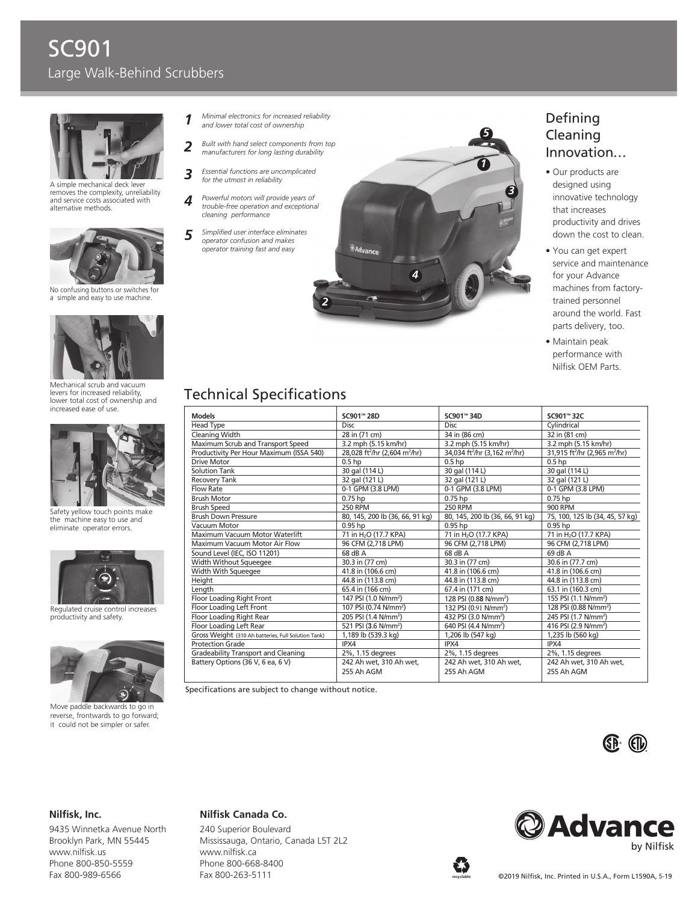# SC901

## Large Walk-Behind Scrubbers

A simple mechanical deck lever removes the complexity, unreliability and service costs associated with alternative methods.

No confusing buttons or switches for a simple and easy to use machine.

Mechanical scrub and vacuum levers for increased reliability, lower total cost of ownership and increased ease of use.

Safety yellow touch points make the machine easy to use and eliminate operator errors.

Regulated cruise control increases productivity and safety.

Move paddle backwards to go in reverse, frontwards to go forward; it could not be simpler or safer.

1. *Minimal electronics for increased reliability and lower total cost of ownership*
2. *Built with hand select components from top manufacturers for long lasting durability*
3. *Essential functions are uncomplicated for the utmost in reliability*
4. *Powerful motors will provide years of trouble-free operation and exceptional cleaning performance*
5. *Simplified user interface eliminates operator confusion and makes operator training fast and easy*

## Defining Cleaning Innovation…

- Our products are designed using innovative technology that increases productivity and drives down the cost to clean.
- You can get expert service and maintenance for your Advance machines from factory-trained personnel around the world. Fast parts delivery, too.
- Maintain peak performance with Nilfisk OEM Parts.

## Technical Specifications

| Models | SC901™ 28D | SC901™ 34D | SC901™ 32C |
|---|---|---|---|
| Head Type | Disc | Disc | Cylindrical |
| Cleaning Width | 28 in (71 cm) | 34 in (86 cm) | 32 in (81 cm) |
| Maximum Scrub and Transport Speed | 3.2 mph (5.15 km/hr) | 3.2 mph (5.15 km/hr) | 3.2 mph (5.15 km/hr) |
| Productivity Per Hour Maximum (ISSA 540) | 28,028 $ft^2$/hr (2,604 $m^2$/hr) | 34,034 $ft^2$/hr (3,162 $m^2$/hr) | 31,915 $ft^2$/hr (2,965 $m^2$/hr) |
| Drive Motor | 0.5 hp | 0.5 hp | 0.5 hp |
| Solution Tank | 30 gal (114 L) | 30 gal (114 L) | 30 gal (114 L) |
| Recovery Tank | 32 gal (121 L) | 32 gal (121 L) | 32 gal (121 L) |
| Flow Rate | 0-1 GPM (3.8 LPM) | 0-1 GPM (3.8 LPM) | 0-1 GPM (3.8 LPM) |
| Brush Motor | 0.75 hp | 0.75 hp | 0.75 hp |
| Brush Speed | 250 RPM | 250 RPM | 900 RPM |
| Brush Down Pressure | 80, 145, 200 lb (36, 66, 91 kg) | 80, 145, 200 lb (36, 66, 91 kg) | 75, 100, 125 lb (34, 45, 57 kg) |
| Vacuum Motor | 0.95 hp | 0.95 hp | 0.95 hp |
| Maximum Vacuum Motor Waterlift | 71 in $H_2O$ (17.7 KPA) | 71 in $H_2O$ (17.7 KPA) | 71 in $H_2O$ (17.7 KPA) |
| Maximum Vacuum Motor Air Flow | 96 CFM (2,718 LPM) | 96 CFM (2,718 LPM) | 96 CFM (2,718 LPM) |
| Sound Level (IEC, ISO 11201) | 68 dB A | 68 dB A | 69 dB A |
| Width Without Squeegee | 30.3 in (77 cm) | 30.3 in (77 cm) | 30.6 in (77.7 cm) |
| Width With Squeegee | 41.8 in (106.6 cm) | 41.8 in (106.6 cm) | 41.8 in (106.6 cm) |
| Height | 44.8 in (113.8 cm) | 44.8 in (113.8 cm) | 44.8 in (113.8 cm) |
| Length | 65.4 in (166 cm) | 67.4 in (171 cm) | 63.1 in (160.3 cm) |
| Floor Loading Right Front | 147 PSI (1.0 $N/mm^2$) | 128 PSI (0.88 $N/mm^2$) | 155 PSI (1.1 $N/mm^2$) |
| Floor Loading Left Front | 107 PSI (0.74 $N/mm^2$) | 132 PSI (0.91 $N/mm^2$) | 128 PSI (0.88 $N/mm^2$) |
| Floor Loading Right Rear | 205 PSI (1.4 $N/mm^2$) | 432 PSI (3.0 $N/mm^2$) | 245 PSI (1.7 $N/mm^2$) |
| Floor Loading Left Rear | 521 PSI (3.6 $N/mm^2$) | 640 PSI (4.4 $N/mm^2$) | 416 PSI (2.9 $N/mm^2$) |
| Gross Weight (310 Ah batteries, Full Solution Tank) | 1,189 lb (539.3 kg) | 1,206 lb (547 kg) | 1,235 lb (560 kg) |
| Protection Grade | IPX4 | IPX4 | IPX4 |
| Gradeability Transport and Cleaning | 2%, 1.15 degrees | 2%, 1.15 degrees | 2%, 1.15 degrees |
| Battery Options (36 V, 6 ea, 6 V) | 242 Ah wet, 310 Ah wet, 255 Ah AGM | 242 Ah wet, 310 Ah wet, 255 Ah AGM | 242 Ah wet, 310 Ah wet, 255 Ah AGM |

Specifications are subject to change without notice.

**Nilfisk, Inc.**
9435 Winnetka Avenue North
Brooklyn Park, MN 55445
www.nilfisk.us
Phone 800-850-5559
Fax 800-989-6566

**Nilfisk Canada Co.**
240 Superior Boulevard
Mississauga, Ontario, Canada L5T 2L2
www.nilfisk.ca
Phone 800-668-8400
Fax 800-263-5111

Advance by Nilfisk

©2019 Nilfisk, Inc. Printed in U.S.A., Form L1590A, 5-19